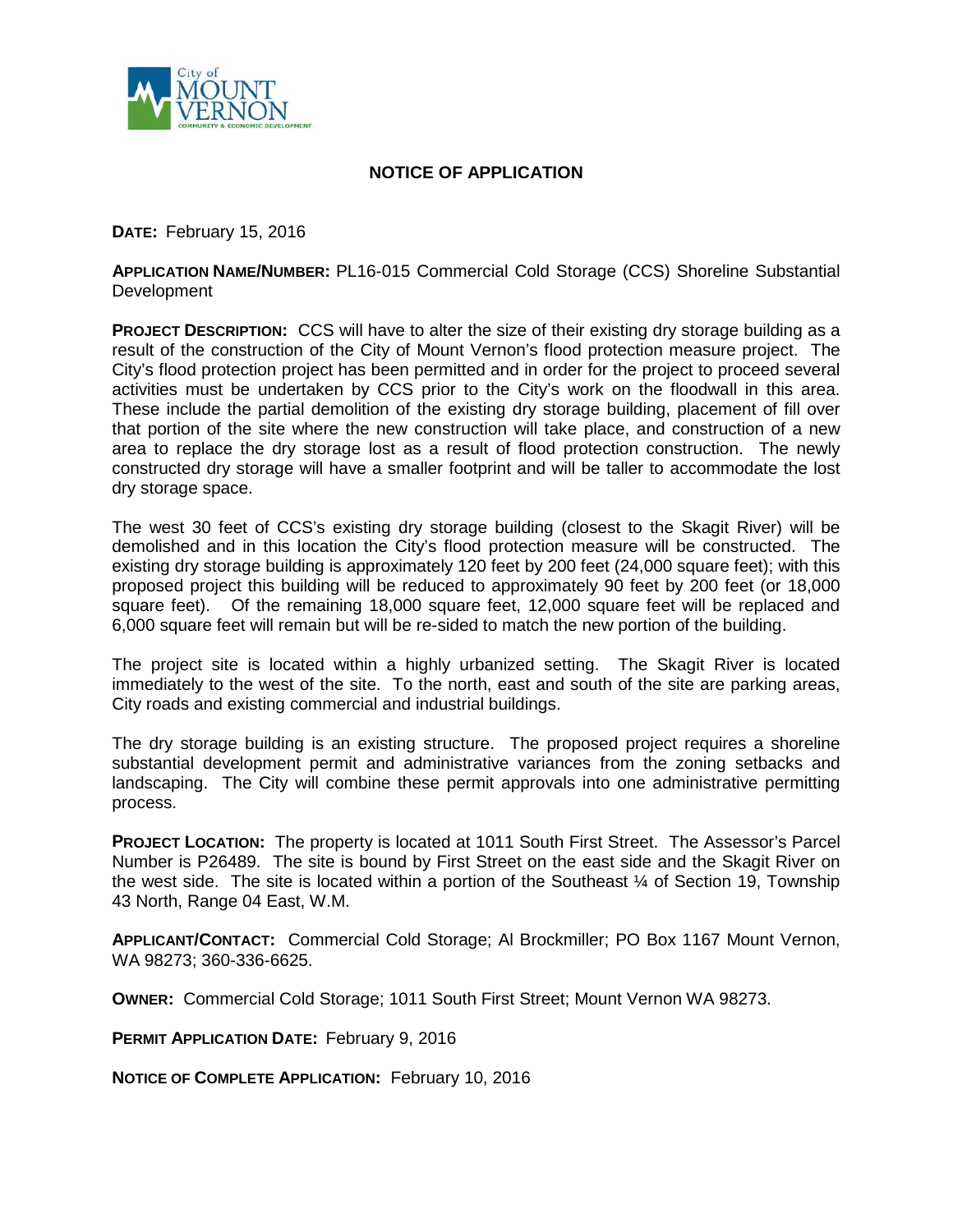City of MOUNT VERNON
COMMUNITY & ECONOMIC DEVELOPMENT

# NOTICE OF APPLICATION

**DATE:** February 15, 2016

**APPLICATION NAME/NUMBER:** PL16-015 Commercial Cold Storage (CCS) Shoreline Substantial Development

**PROJECT DESCRIPTION:** CCS will have to alter the size of their existing dry storage building as a result of the construction of the City of Mount Vernon's flood protection measure project. The City's flood protection project has been permitted and in order for the project to proceed several activities must be undertaken by CCS prior to the City's work on the floodwall in this area. These include the partial demolition of the existing dry storage building, placement of fill over that portion of the site where the new construction will take place, and construction of a new area to replace the dry storage lost as a result of flood protection construction. The newly constructed dry storage will have a smaller footprint and will be taller to accommodate the lost dry storage space.

The west 30 feet of CCS's existing dry storage building (closest to the Skagit River) will be demolished and in this location the City's flood protection measure will be constructed. The existing dry storage building is approximately 120 feet by 200 feet (24,000 square feet); with this proposed project this building will be reduced to approximately 90 feet by 200 feet (or 18,000 square feet). Of the remaining 18,000 square feet, 12,000 square feet will be replaced and 6,000 square feet will remain but will be re-sided to match the new portion of the building.

The project site is located within a highly urbanized setting. The Skagit River is located immediately to the west of the site. To the north, east and south of the site are parking areas, City roads and existing commercial and industrial buildings.

The dry storage building is an existing structure. The proposed project requires a shoreline substantial development permit and administrative variances from the zoning setbacks and landscaping. The City will combine these permit approvals into one administrative permitting process.

**PROJECT LOCATION:** The property is located at 1011 South First Street. The Assessor's Parcel Number is P26489. The site is bound by First Street on the east side and the Skagit River on the west side. The site is located within a portion of the Southeast ¼ of Section 19, Township 43 North, Range 04 East, W.M.

**APPLICANT/CONTACT:** Commercial Cold Storage; Al Brockmiller; PO Box 1167 Mount Vernon, WA 98273; 360-336-6625.

**OWNER:** Commercial Cold Storage; 1011 South First Street; Mount Vernon WA 98273.

**PERMIT APPLICATION DATE:** February 9, 2016

**NOTICE OF COMPLETE APPLICATION:** February 10, 2016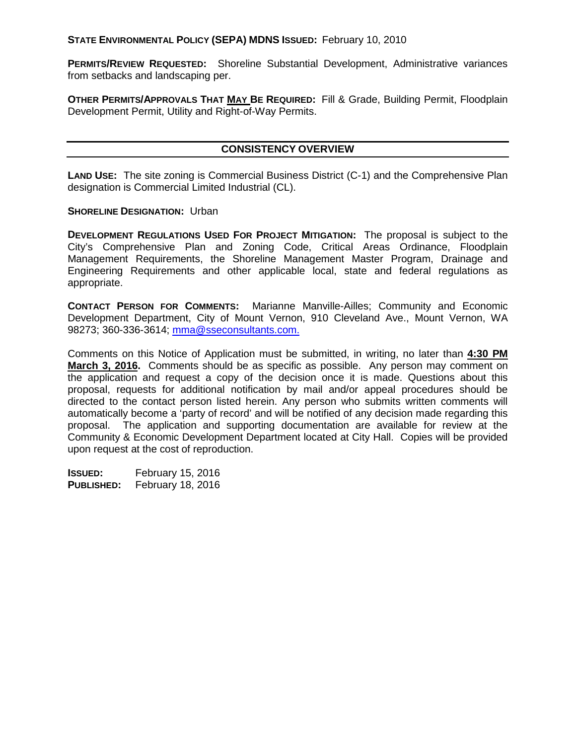**STATE ENVIRONMENTAL POLICY (SEPA) MDNS ISSUED:** February 10, 2010

**PERMITS/REVIEW REQUESTED:** Shoreline Substantial Development, Administrative variances from setbacks and landscaping per.

**OTHER PERMITS/APPROVALS THAT MAY BE REQUIRED:** Fill & Grade, Building Permit, Floodplain Development Permit, Utility and Right-of-Way Permits.

## CONSISTENCY OVERVIEW

**LAND USE:** The site zoning is Commercial Business District (C-1) and the Comprehensive Plan designation is Commercial Limited Industrial (CL).

**SHORELINE DESIGNATION:** Urban

**DEVELOPMENT REGULATIONS USED FOR PROJECT MITIGATION:** The proposal is subject to the City's Comprehensive Plan and Zoning Code, Critical Areas Ordinance, Floodplain Management Requirements, the Shoreline Management Master Program, Drainage and Engineering Requirements and other applicable local, state and federal regulations as appropriate.

**CONTACT PERSON FOR COMMENTS:** Marianne Manville-Ailles; Community and Economic Development Department, City of Mount Vernon, 910 Cleveland Ave., Mount Vernon, WA 98273; 360-336-3614; mma@sseconsultants.com.

Comments on this Notice of Application must be submitted, in writing, no later than **4:30 PM March 3, 2016.** Comments should be as specific as possible. Any person may comment on the application and request a copy of the decision once it is made. Questions about this proposal, requests for additional notification by mail and/or appeal procedures should be directed to the contact person listed herein. Any person who submits written comments will automatically become a 'party of record' and will be notified of any decision made regarding this proposal. The application and supporting documentation are available for review at the Community & Economic Development Department located at City Hall. Copies will be provided upon request at the cost of reproduction.

**ISSUED:** February 15, 2016
**PUBLISHED:** February 18, 2016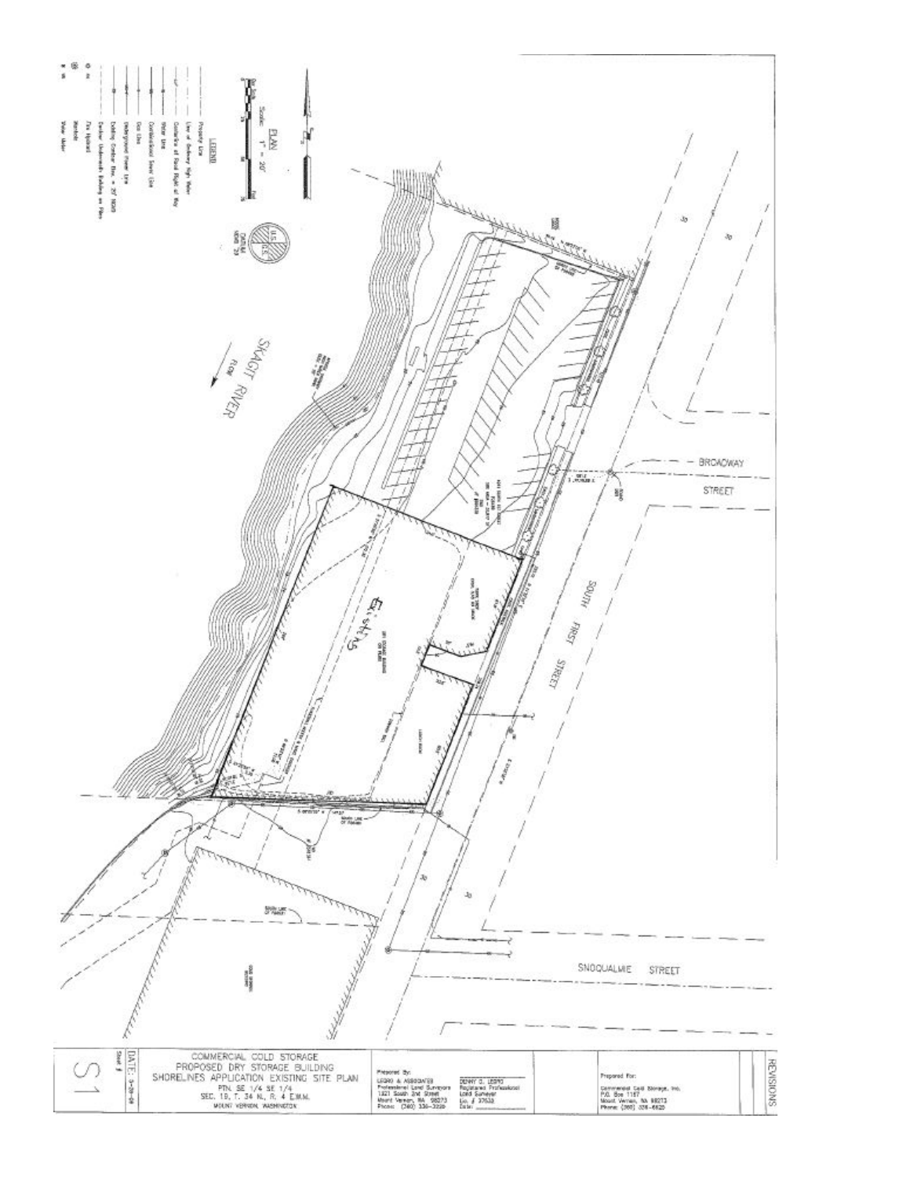LEGEND

- Property Line
- Line of Ordinary High Water
- Centerline of Road Right of Way
- Water Line
- Combination Sewer Line
- Gas Line
- Underground Power Line
- Existing Contour Elev. = 20' NGVD
- Existing Underneath Building on Piles
- Fire Hydrant
- Manhole
- Water Meter

PLAN

Scale: 1" = 20'

DATUM NGVD '29

SKAGIT RIVER

FLOW

BROADWAY STREET

SOUTH FIRST STREET

SNOQUALMIE STREET

Existing

COMMERCIAL COLD STORAGE
PROPOSED DRY STORAGE BUILDING
SHORELINES APPLICATION EXISTING SITE PLAN
PTN. SE 1/4 SE 1/4
SEC. 19, T. 34 N., R. 4 E.W.M.
MOUNT VERNON, WASHINGTON

Prepared By:
LEGRO & ASSOCIATES
Professional Land Surveyors
1321 South 2nd Street
Mount Vernon, WA 98273
Phone: (360) 336-3206

DENNY D. LEGRO
Registered Professional Land Surveyor
Lic. # 37633
Date: ______

Prepared For:
Commercial Cold Storage, Inc.
P.O. Box 1157
Mount Vernon, WA 98273
Phone: (360) 336-6625

REVISIONS

DATE: 3-28-08

Sheet #

S1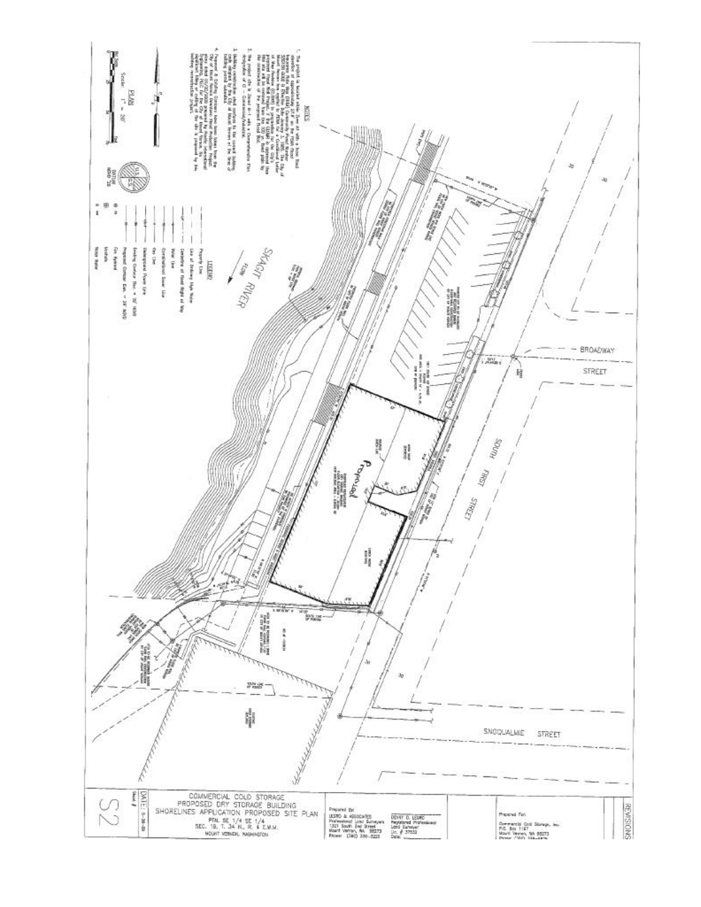## NOTES

1. The project is located within Zone A1 with a base flood elevation of approximately 27.8' on the FEMA Flood Insurance Rate Map (FIRM) Community Panel Number 530158 0002 B Effective Date January 3, 1985. The City of Mount Vernon has applied to FEMA for a Conditional Letter of Map Revision (CLOMR) in preparation for the City's proposed Flood Wall Project. If the CLOMR is deemed then the subject site will be removed from the 100 year flood plain by the construction of the proposed flood wall.

2. The project site is zoned M-1 with a Comprehensive Plan designation of CI - Commercial/Industrial.

3. Building construction shall conform to the current building code adopted by the City of Mount Vernon at the time of building permit submittal.

4. Proposed & Existing Contours have been taken from the City of Mount Vernon Downtown Flood Protection Project plans dated 01/30/2003 prepared by Pacific International Engineering, PLLC for the City of Mount Vernon. No significant filling or cutting of the site is proposed by this building reconstruction project.

PLAN
Scale: 1" = 20'

DATUM NGVD 29

SKAGIT RIVER
FLOW

## LEGEND

- Property Line
- Line of Ordinary High Water
- Centerline of Flood Right of Way
- Water Line
- Combination Sewer Line
- Gas Line
- Underground Power Line
- Existing Contour Elev. = 30' NGVD
- Proposed Contour Elev. = 29' NGVD
- Fire Hydrant
- Monuments
- Water Meter

BROADWAY STREET

SOUTH FIRST STREET

SNOQUALMIE STREET

Proposed

COMMERCIAL COLD STORAGE
PROPOSED DRY STORAGE BUILDING
SHORELINES APPLICATION PROPOSED SITE PLAN
PTN. SE 1/4 SE 1/4
SEC. 19, T. 34 N., R. 4 E.W.M.
MOUNT VERNON, WASHINGTON

Prepared By:
LEGRO & ASSOCIATES
Professional Land Surveyors
1321 South 2nd Street
Mount Vernon, WA 98273
Phone: (360) 336-3223

DENNY D. LEGRO
Registered Professional Land Surveyor
Lic. # 37532
Date:

Prepared For:
Commercial Cold Storage, Inc.
P.O. Box 1167
Mount Vernon, WA 98273

REVISIONS

DATE: 5-28-08
Sheet #
S2